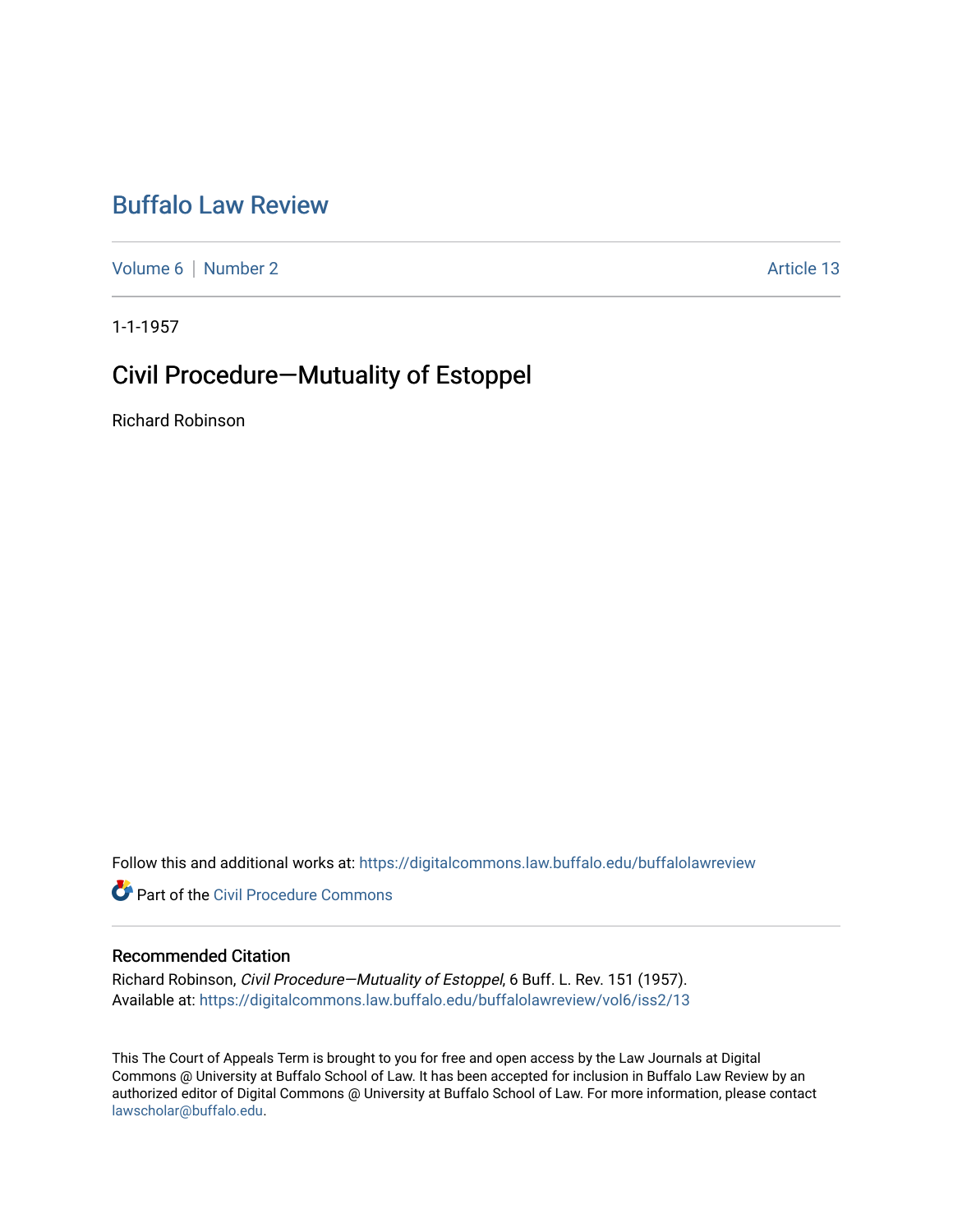# Buffalo Law Review

Volume 6 | Number 2 | Article 13

1-1-1957

## Civil Procedure—Mutuality of Estoppel

Richard Robinson

Follow this and additional works at: https://digitalcommons.law.buffalo.edu/buffalolawreview

Part of the Civil Procedure Commons

### Recommended Citation

Richard Robinson, *Civil Procedure—Mutuality of Estoppel*, 6 Buff. L. Rev. 151 (1957).
Available at: https://digitalcommons.law.buffalo.edu/buffalolawreview/vol6/iss2/13

This The Court of Appeals Term is brought to you for free and open access by the Law Journals at Digital Commons @ University at Buffalo School of Law. It has been accepted for inclusion in Buffalo Law Review by an authorized editor of Digital Commons @ University at Buffalo School of Law. For more information, please contact lawscholar@buffalo.edu.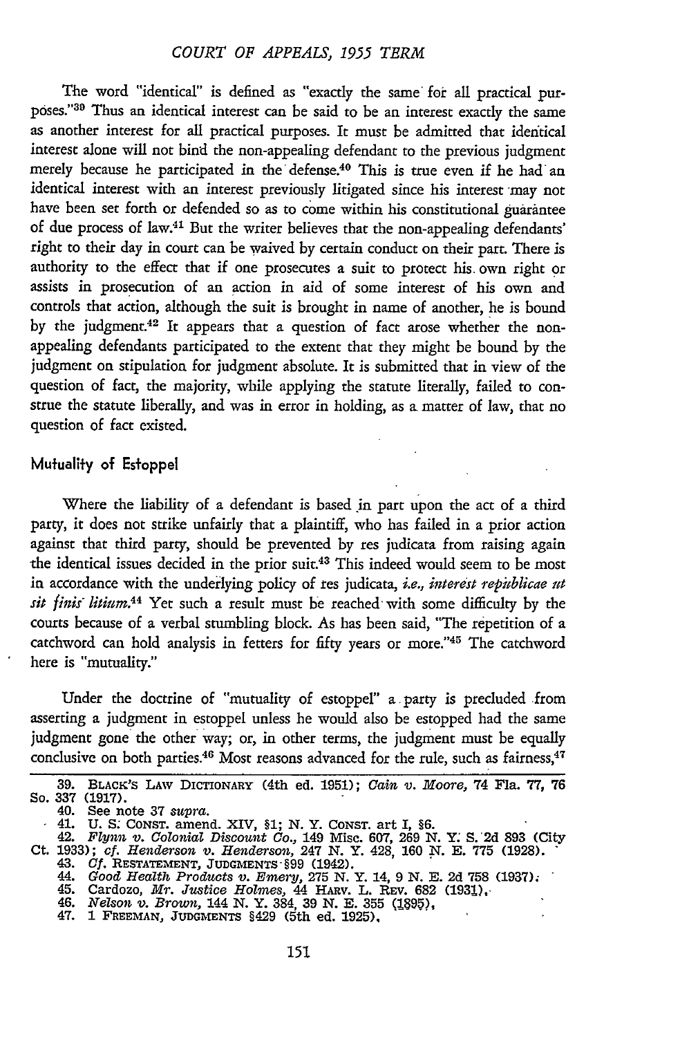The word "identical" is defined as "exactly the same for all practical purposes."[39] Thus an identical interest can be said to be an interest exactly the same as another interest for all practical purposes. It must be admitted that identical interest alone will not bind the non-appealing defendant to the previous judgment merely because he participated in the defense.[40] This is true even if he had an identical interest with an interest previously litigated since his interest may not have been set forth or defended so as to come within his constitutional guarantee of due process of law.[41] But the writer believes that the non-appealing defendants' right to their day in court can be waived by certain conduct on their part. There is authority to the effect that if one prosecutes a suit to protect his own right or assists in prosecution of an action in aid of some interest of his own and controls that action, although the suit is brought in name of another, he is bound by the judgment.[42] It appears that a question of fact arose whether the non-appealing defendants participated to the extent that they might be bound by the judgment on stipulation for judgment absolute. It is submitted that in view of the question of fact, the majority, while applying the statute literally, failed to construe the statute liberally, and was in error in holding, as a matter of law, that no question of fact existed.

### Mutuality of Estoppel

Where the liability of a defendant is based in part upon the act of a third party, it does not strike unfairly that a plaintiff, who has failed in a prior action against that third party, should be prevented by res judicata from raising again the identical issues decided in the prior suit.[43] This indeed would seem to be most in accordance with the underlying policy of res judicata, *i.e., interest republicae ut sit finis litium*.[44] Yet such a result must be reached with some difficulty by the courts because of a verbal stumbling block. As has been said, "The repetition of a catchword can hold analysis in fetters for fifty years or more."[45] The catchword here is "mutuality."

Under the doctrine of "mutuality of estoppel" a party is precluded from asserting a judgment in estoppel unless he would also be estopped had the same judgment gone the other way; or, in other terms, the judgment must be equally conclusive on both parties.[46] Most reasons advanced for the rule, such as fairness,[47]

---

39. BLACK'S LAW DICTIONARY (4th ed. 1951); *Cain v. Moore*, 74 Fla. 77, 76 So. 337 (1917).
40. See note 37 *supra*.
41. U. S. CONST. amend. XIV, §1; N. Y. CONST. art I, §6.
42. *Flynn v. Colonial Discount Co.*, 149 Misc. 607, 269 N. Y. S. 2d 893 (City Ct. 1933); *cf. Henderson v. Henderson*, 247 N. Y. 428, 160 N. E. 775 (1928).
43. *Cf.* RESTATEMENT, JUDGMENTS §99 (1942).
44. *Good Health Products v. Emery*, 275 N. Y. 14, 9 N. E. 2d 758 (1937).
45. Cardozo, *Mr. Justice Holmes*, 44 HARV. L. REV. 682 (1931).
46. *Nelson v. Brown*, 144 N. Y. 384, 39 N. E. 355 (1895).
47. 1 FREEMAN, JUDGMENTS §429 (5th ed. 1925).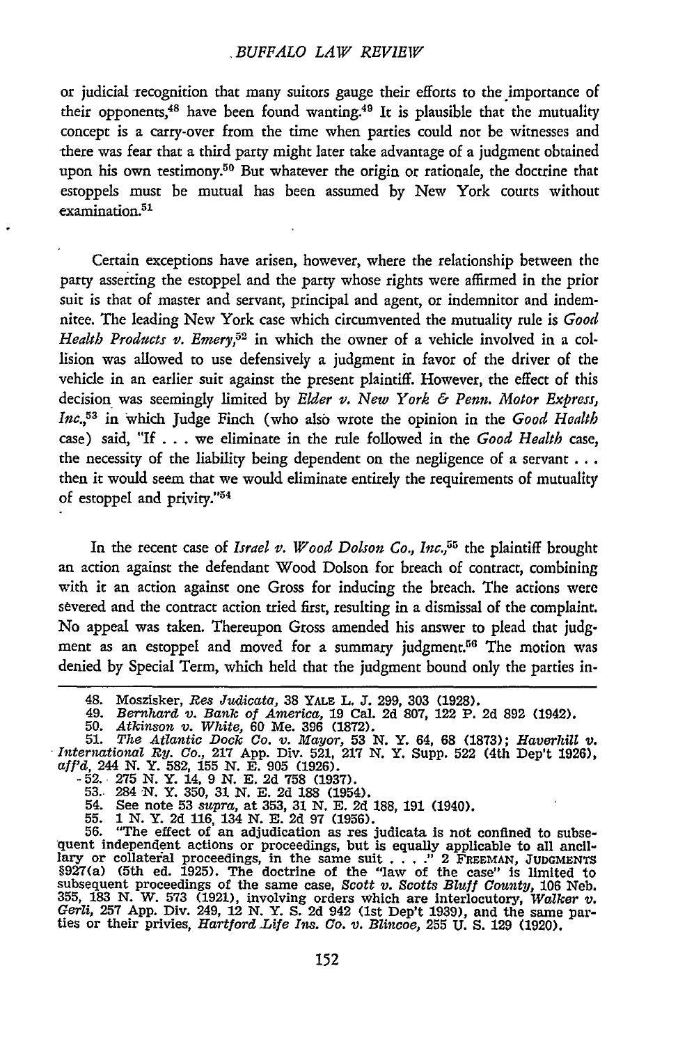or judicial recognition that many suitors gauge their efforts to the importance of their opponents,[48] have been found wanting.[49] It is plausible that the mutuality concept is a carry-over from the time when parties could not be witnesses and there was fear that a third party might later take advantage of a judgment obtained upon his own testimony.[50] But whatever the origin or rationale, the doctrine that estoppels must be mutual has been assumed by New York courts without examination.[51]

Certain exceptions have arisen, however, where the relationship between the party asserting the estoppel and the party whose rights were affirmed in the prior suit is that of master and servant, principal and agent, or indemnitor and indemnitee. The leading New York case which circumvented the mutuality rule is *Good Health Products v. Emery*,[52] in which the owner of a vehicle involved in a collision was allowed to use defensively a judgment in favor of the driver of the vehicle in an earlier suit against the present plaintiff. However, the effect of this decision was seemingly limited by *Elder v. New York & Penn. Motor Express, Inc.*,[53] in which Judge Finch (who also wrote the opinion in the *Good Health* case) said, "If . . . we eliminate in the rule followed in the *Good Health* case, the necessity of the liability being dependent on the negligence of a servant . . . then it would seem that we would eliminate entirely the requirements of mutuality of estoppel and privity."[54]

In the recent case of *Israel v. Wood Dolson Co., Inc.*,[55] the plaintiff brought an action against the defendant Wood Dolson for breach of contract, combining with it an action against one Gross for inducing the breach. The actions were severed and the contract action tried first, resulting in a dismissal of the complaint. No appeal was taken. Thereupon Gross amended his answer to plead that judgment as an estoppel and moved for a summary judgment.[56] The motion was denied by Special Term, which held that the judgment bound only the parties in-

---

48. Moszisker, *Res Judicata*, 38 YALE L. J. 299, 303 (1928).
49. *Bernhard v. Bank of America*, 19 Cal. 2d 807, 122 P. 2d 892 (1942).
50. *Atkinson v. White*, 60 Me. 396 (1872).
51. *The Atlantic Dock Co. v. Mayor*, 53 N. Y. 64, 68 (1873); *Haverhill v. International Ry. Co.*, 217 App. Div. 521, 217 N. Y. Supp. 522 (4th Dep't 1926), *aff'd*, 244 N. Y. 582, 155 N. E. 905 (1926).
52. 275 N. Y. 14, 9 N. E. 2d 758 (1937).
53. 284 N. Y. 350, 31 N. E. 2d 188 (1954).
54. See note 53 *supra*, at 353, 31 N. E. 2d 188, 191 (1940).
55. 1 N. Y. 2d 116, 134 N. E. 2d 97 (1956).
56. "The effect of an adjudication as res judicata is not confined to subsequent independent actions or proceedings, but is equally applicable to all ancillary or collateral proceedings, in the same suit . . . ." 2 FREEMAN, JUDGMENTS §927(a) (5th ed. 1925). The doctrine of the "law of the case" is limited to subsequent proceedings of the same case, *Scott v. Scotts Bluff County*, 106 Neb. 355, 183 N. W. 573 (1921), involving orders which are interlocutory, *Walker v. Gerli*, 257 App. Div. 249, 12 N. Y. S. 2d 942 (1st Dep't 1939), and the same parties or their privies, *Hartford Life Ins. Co. v. Blincoe*, 255 U. S. 129 (1920).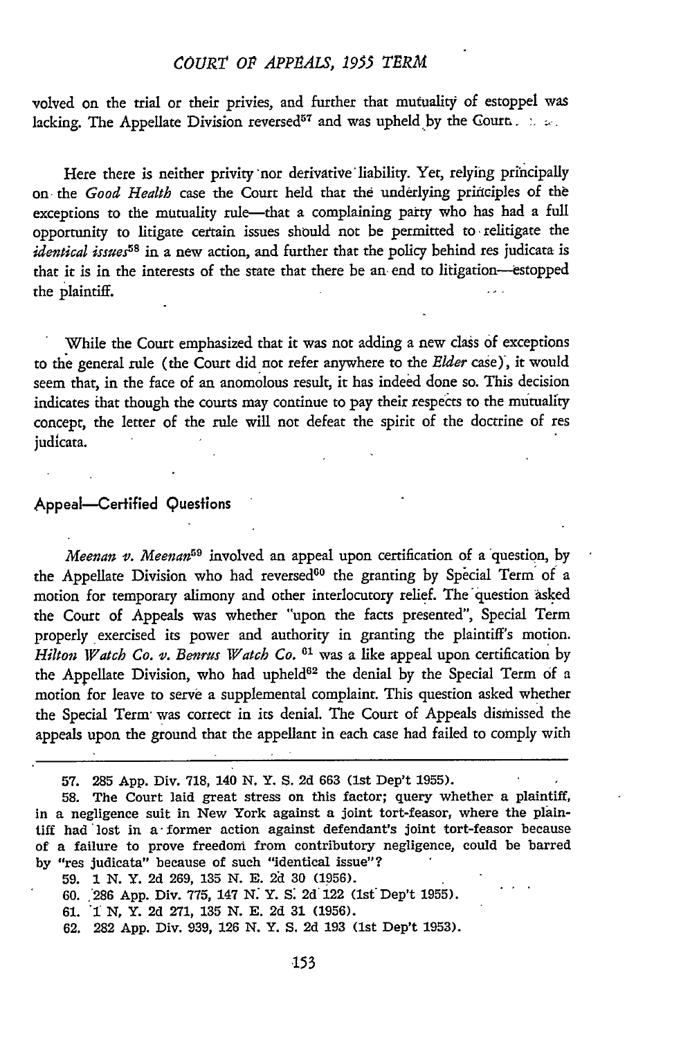volved on the trial or their privies, and further that mutuality of estoppel was lacking. The Appellate Division reversed[57] and was upheld by the Court.

Here there is neither privity nor derivative liability. Yet, relying principally on the *Good Health* case the Court held that the underlying principles of the exceptions to the mutuality rule—that a complaining party who has had a full opportunity to litigate certain issues should not be permitted to relitigate the *identical issues*[58] in a new action, and further that the policy behind res judicata is that it is in the interests of the state that there be an end to litigation—estopped the plaintiff.

While the Court emphasized that it was not adding a new class of exceptions to the general rule (the Court did not refer anywhere to the *Elder* case), it would seem that, in the face of an anomolous result, it has indeed done so. This decision indicates that though the courts may continue to pay their respects to the mutuality concept, the letter of the rule will not defeat the spirit of the doctrine of res judicata.

### Appeal—Certified Questions

*Meenan v. Meenan*[59] involved an appeal upon certification of a question, by the Appellate Division who had reversed[60] the granting by Special Term of a motion for temporary alimony and other interlocutory relief. The question asked the Court of Appeals was whether "upon the facts presented", Special Term properly exercised its power and authority in granting the plaintiff's motion. *Hilton Watch Co. v. Benrus Watch Co.* [61] was a like appeal upon certification by the Appellate Division, who had upheld[62] the denial by the Special Term of a motion for leave to serve a supplemental complaint. This question asked whether the Special Term was correct in its denial. The Court of Appeals dismissed the appeals upon the ground that the appellant in each case had failed to comply with

---

57. 285 App. Div. 718, 140 N. Y. S. 2d 663 (1st Dep't 1955).

58. The Court laid great stress on this factor; query whether a plaintiff, in a negligence suit in New York against a joint tort-feasor, where the plaintiff had lost in a former action against defendant's joint tort-feasor because of a failure to prove freedom from contributory negligence, could be barred by "res judicata" because of such "identical issue"?

59. 1 N. Y. 2d 269, 135 N. E. 2d 30 (1956).

60. 286 App. Div. 775, 147 N. Y. S. 2d 122 (1st Dep't 1955).

61. 1 N. Y. 2d 271, 135 N. E. 2d 31 (1956).

62. 282 App. Div. 939, 126 N. Y. S. 2d 193 (1st Dep't 1953).